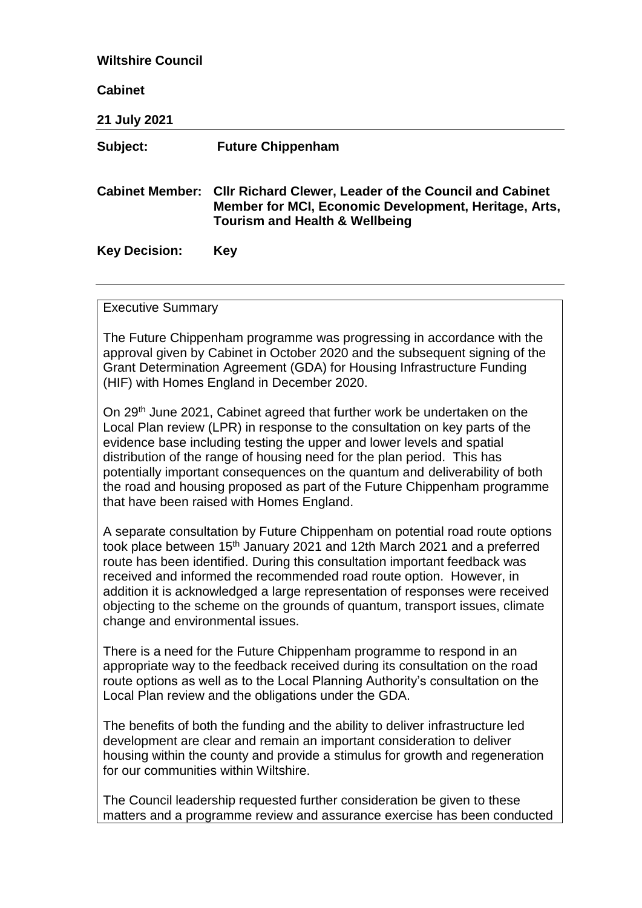**Wiltshire Council**

**Cabinet**

**21 July 2021**

| | |
|---|---|
| **Subject:** | **Future Chippenham** |
| **Cabinet Member:** | **Cllr Richard Clewer, Leader of the Council and Cabinet Member for MCI, Economic Development, Heritage, Arts, Tourism and Health & Wellbeing** |
| **Key Decision:** | **Key** |

Executive Summary

The Future Chippenham programme was progressing in accordance with the approval given by Cabinet in October 2020 and the subsequent signing of the Grant Determination Agreement (GDA) for Housing Infrastructure Funding (HIF) with Homes England in December 2020.

On 29th June 2021, Cabinet agreed that further work be undertaken on the Local Plan review (LPR) in response to the consultation on key parts of the evidence base including testing the upper and lower levels and spatial distribution of the range of housing need for the plan period. This has potentially important consequences on the quantum and deliverability of both the road and housing proposed as part of the Future Chippenham programme that have been raised with Homes England.

A separate consultation by Future Chippenham on potential road route options took place between 15th January 2021 and 12th March 2021 and a preferred route has been identified. During this consultation important feedback was received and informed the recommended road route option. However, in addition it is acknowledged a large representation of responses were received objecting to the scheme on the grounds of quantum, transport issues, climate change and environmental issues.

There is a need for the Future Chippenham programme to respond in an appropriate way to the feedback received during its consultation on the road route options as well as to the Local Planning Authority's consultation on the Local Plan review and the obligations under the GDA.

The benefits of both the funding and the ability to deliver infrastructure led development are clear and remain an important consideration to deliver housing within the county and provide a stimulus for growth and regeneration for our communities within Wiltshire.

The Council leadership requested further consideration be given to these matters and a programme review and assurance exercise has been conducted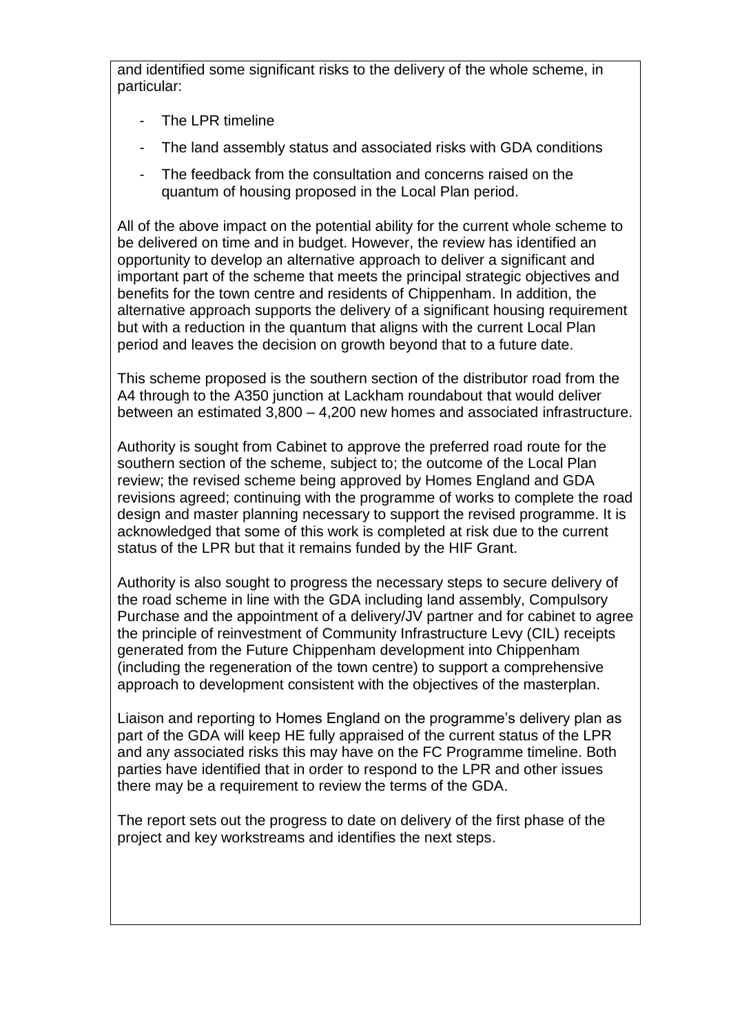and identified some significant risks to the delivery of the whole scheme, in particular:

- The LPR timeline
- The land assembly status and associated risks with GDA conditions
- The feedback from the consultation and concerns raised on the quantum of housing proposed in the Local Plan period.

All of the above impact on the potential ability for the current whole scheme to be delivered on time and in budget. However, the review has identified an opportunity to develop an alternative approach to deliver a significant and important part of the scheme that meets the principal strategic objectives and benefits for the town centre and residents of Chippenham. In addition, the alternative approach supports the delivery of a significant housing requirement but with a reduction in the quantum that aligns with the current Local Plan period and leaves the decision on growth beyond that to a future date.

This scheme proposed is the southern section of the distributor road from the A4 through to the A350 junction at Lackham roundabout that would deliver between an estimated 3,800 – 4,200 new homes and associated infrastructure.

Authority is sought from Cabinet to approve the preferred road route for the southern section of the scheme, subject to; the outcome of the Local Plan review; the revised scheme being approved by Homes England and GDA revisions agreed; continuing with the programme of works to complete the road design and master planning necessary to support the revised programme. It is acknowledged that some of this work is completed at risk due to the current status of the LPR but that it remains funded by the HIF Grant.

Authority is also sought to progress the necessary steps to secure delivery of the road scheme in line with the GDA including land assembly, Compulsory Purchase and the appointment of a delivery/JV partner and for cabinet to agree the principle of reinvestment of Community Infrastructure Levy (CIL) receipts generated from the Future Chippenham development into Chippenham (including the regeneration of the town centre) to support a comprehensive approach to development consistent with the objectives of the masterplan.

Liaison and reporting to Homes England on the programme's delivery plan as part of the GDA will keep HE fully appraised of the current status of the LPR and any associated risks this may have on the FC Programme timeline. Both parties have identified that in order to respond to the LPR and other issues there may be a requirement to review the terms of the GDA.

The report sets out the progress to date on delivery of the first phase of the project and key workstreams and identifies the next steps.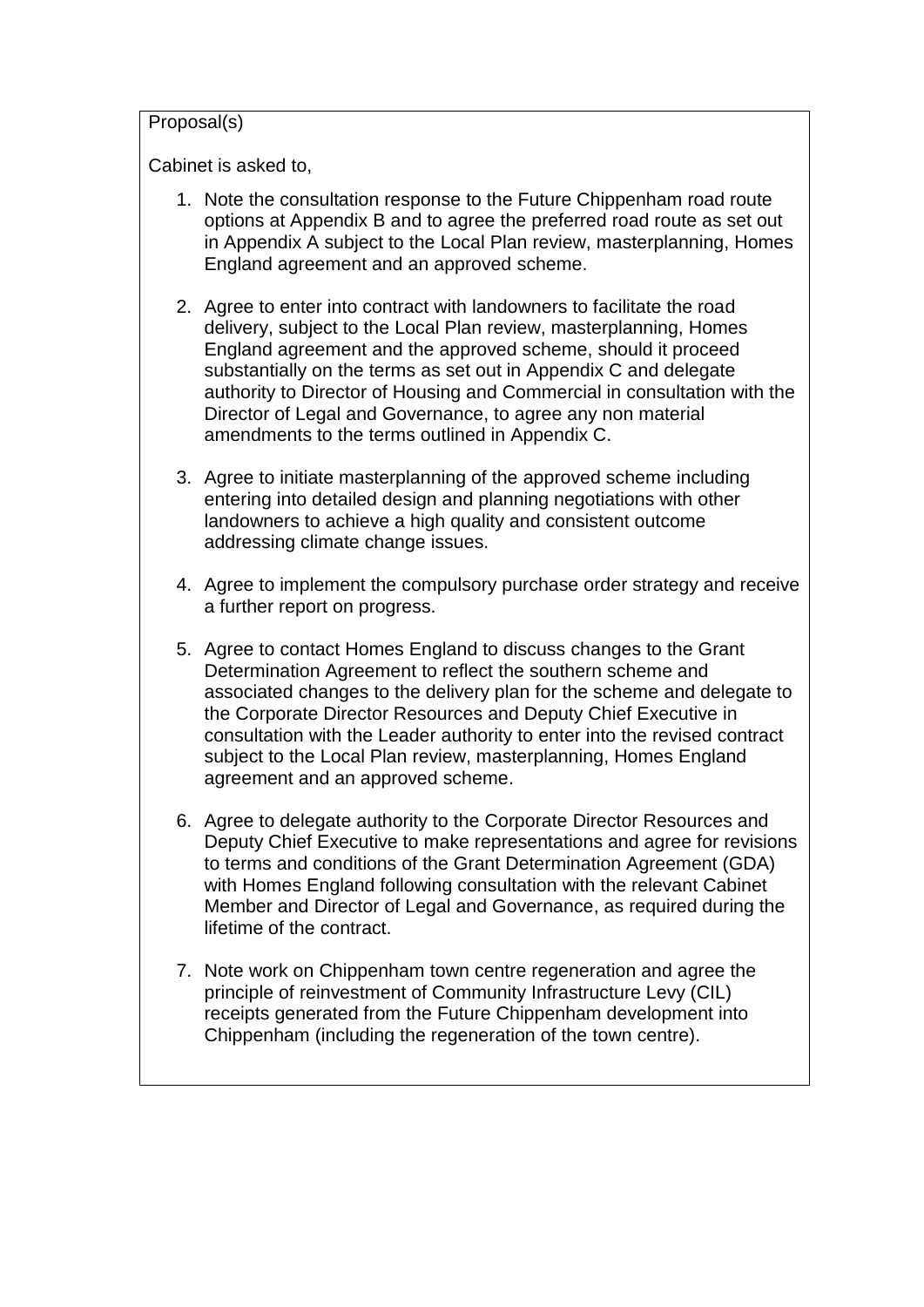Proposal(s)

Cabinet is asked to,

1. Note the consultation response to the Future Chippenham road route options at Appendix B and to agree the preferred road route as set out in Appendix A subject to the Local Plan review, masterplanning, Homes England agreement and an approved scheme.

2. Agree to enter into contract with landowners to facilitate the road delivery, subject to the Local Plan review, masterplanning, Homes England agreement and the approved scheme, should it proceed substantially on the terms as set out in Appendix C and delegate authority to Director of Housing and Commercial in consultation with the Director of Legal and Governance, to agree any non material amendments to the terms outlined in Appendix C.

3. Agree to initiate masterplanning of the approved scheme including entering into detailed design and planning negotiations with other landowners to achieve a high quality and consistent outcome addressing climate change issues.

4. Agree to implement the compulsory purchase order strategy and receive a further report on progress.

5. Agree to contact Homes England to discuss changes to the Grant Determination Agreement to reflect the southern scheme and associated changes to the delivery plan for the scheme and delegate to the Corporate Director Resources and Deputy Chief Executive in consultation with the Leader authority to enter into the revised contract subject to the Local Plan review, masterplanning, Homes England agreement and an approved scheme.

6. Agree to delegate authority to the Corporate Director Resources and Deputy Chief Executive to make representations and agree for revisions to terms and conditions of the Grant Determination Agreement (GDA) with Homes England following consultation with the relevant Cabinet Member and Director of Legal and Governance, as required during the lifetime of the contract.

7. Note work on Chippenham town centre regeneration and agree the principle of reinvestment of Community Infrastructure Levy (CIL) receipts generated from the Future Chippenham development into Chippenham (including the regeneration of the town centre).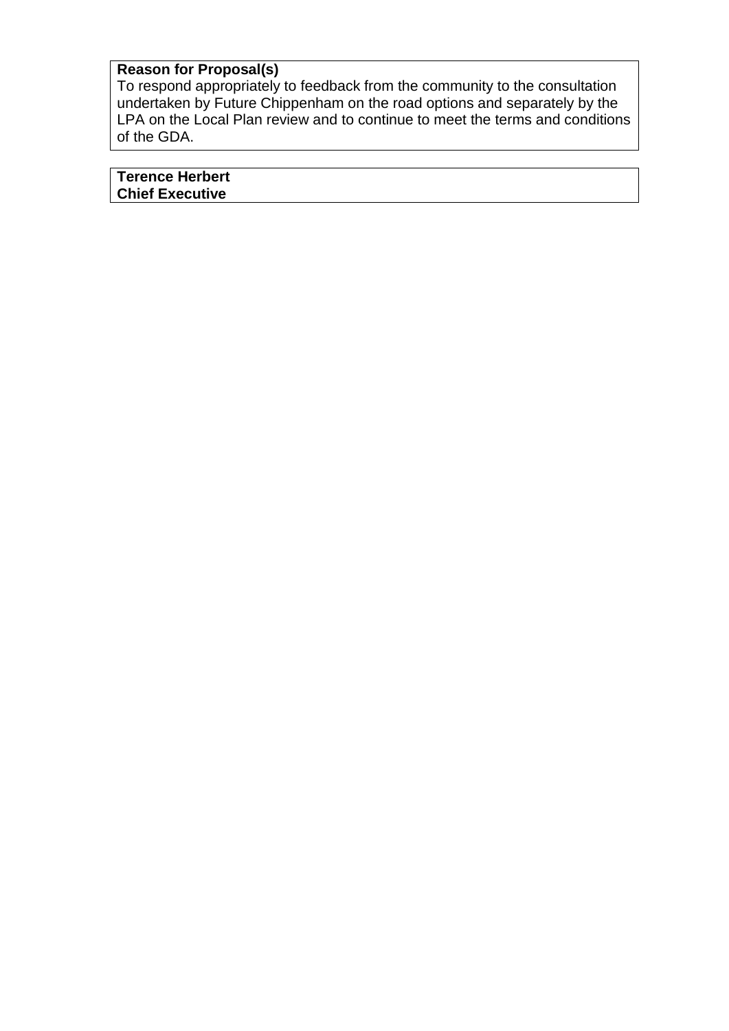**Reason for Proposal(s)**

To respond appropriately to feedback from the community to the consultation undertaken by Future Chippenham on the road options and separately by the LPA on the Local Plan review and to continue to meet the terms and conditions of the GDA.

**Terence Herbert**
**Chief Executive**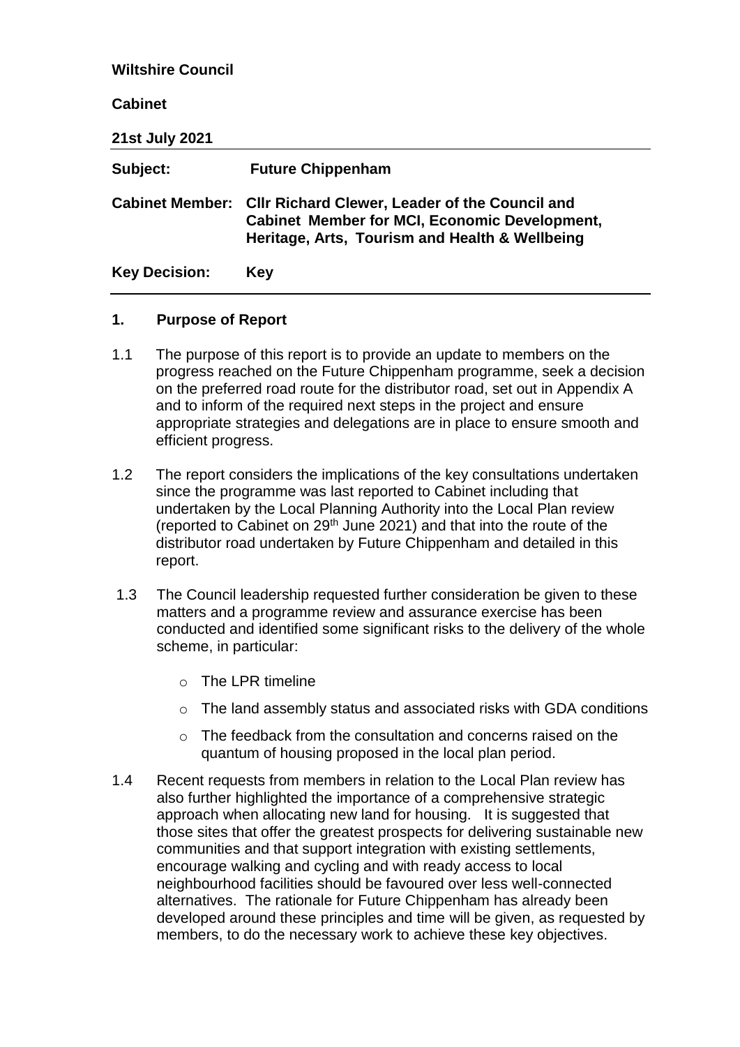**Wiltshire Council**

**Cabinet**

**21st July 2021**

| | |
|---|---|
| **Subject:** | **Future Chippenham** |
| **Cabinet Member:** | **Cllr Richard Clewer, Leader of the Council and Cabinet Member for MCI, Economic Development, Heritage, Arts, Tourism and Health & Wellbeing** |
| **Key Decision:** | **Key** |

## 1. Purpose of Report

1.1 The purpose of this report is to provide an update to members on the progress reached on the Future Chippenham programme, seek a decision on the preferred road route for the distributor road, set out in Appendix A and to inform of the required next steps in the project and ensure appropriate strategies and delegations are in place to ensure smooth and efficient progress.

1.2 The report considers the implications of the key consultations undertaken since the programme was last reported to Cabinet including that undertaken by the Local Planning Authority into the Local Plan review (reported to Cabinet on 29th June 2021) and that into the route of the distributor road undertaken by Future Chippenham and detailed in this report.

1.3 The Council leadership requested further consideration be given to these matters and a programme review and assurance exercise has been conducted and identified some significant risks to the delivery of the whole scheme, in particular:

- The LPR timeline
- The land assembly status and associated risks with GDA conditions
- The feedback from the consultation and concerns raised on the quantum of housing proposed in the local plan period.

1.4 Recent requests from members in relation to the Local Plan review has also further highlighted the importance of a comprehensive strategic approach when allocating new land for housing. It is suggested that those sites that offer the greatest prospects for delivering sustainable new communities and that support integration with existing settlements, encourage walking and cycling and with ready access to local neighbourhood facilities should be favoured over less well-connected alternatives. The rationale for Future Chippenham has already been developed around these principles and time will be given, as requested by members, to do the necessary work to achieve these key objectives.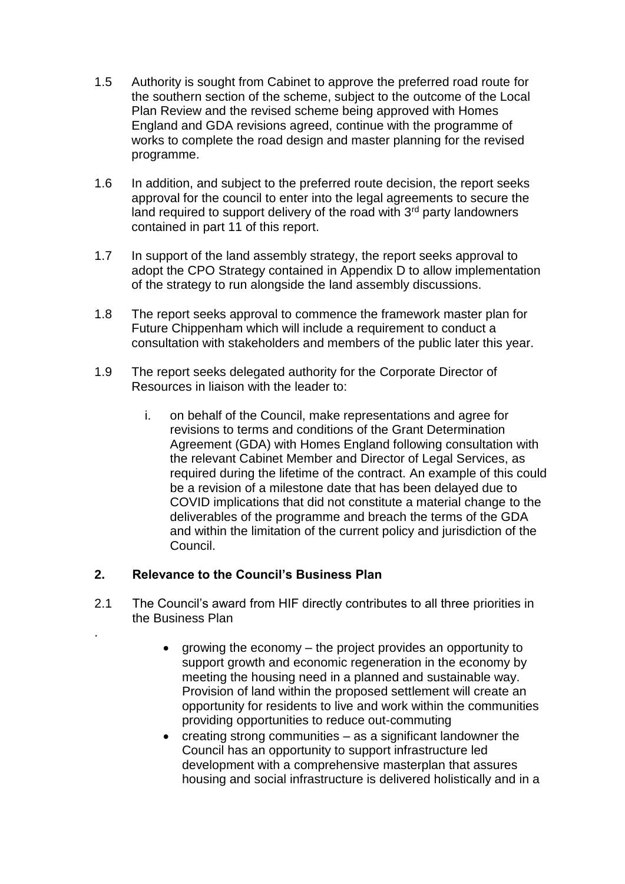1.5 Authority is sought from Cabinet to approve the preferred road route for the southern section of the scheme, subject to the outcome of the Local Plan Review and the revised scheme being approved with Homes England and GDA revisions agreed, continue with the programme of works to complete the road design and master planning for the revised programme.

1.6 In addition, and subject to the preferred route decision, the report seeks approval for the council to enter into the legal agreements to secure the land required to support delivery of the road with 3rd party landowners contained in part 11 of this report.

1.7 In support of the land assembly strategy, the report seeks approval to adopt the CPO Strategy contained in Appendix D to allow implementation of the strategy to run alongside the land assembly discussions.

1.8 The report seeks approval to commence the framework master plan for Future Chippenham which will include a requirement to conduct a consultation with stakeholders and members of the public later this year.

1.9 The report seeks delegated authority for the Corporate Director of Resources in liaison with the leader to:

   i. on behalf of the Council, make representations and agree for revisions to terms and conditions of the Grant Determination Agreement (GDA) with Homes England following consultation with the relevant Cabinet Member and Director of Legal Services, as required during the lifetime of the contract. An example of this could be a revision of a milestone date that has been delayed due to COVID implications that did not constitute a material change to the deliverables of the programme and breach the terms of the GDA and within the limitation of the current policy and jurisdiction of the Council.

## 2. Relevance to the Council's Business Plan

2.1 The Council's award from HIF directly contributes to all three priorities in the Business Plan

.

- growing the economy – the project provides an opportunity to support growth and economic regeneration in the economy by meeting the housing need in a planned and sustainable way. Provision of land within the proposed settlement will create an opportunity for residents to live and work within the communities providing opportunities to reduce out-commuting
- creating strong communities – as a significant landowner the Council has an opportunity to support infrastructure led development with a comprehensive masterplan that assures housing and social infrastructure is delivered holistically and in a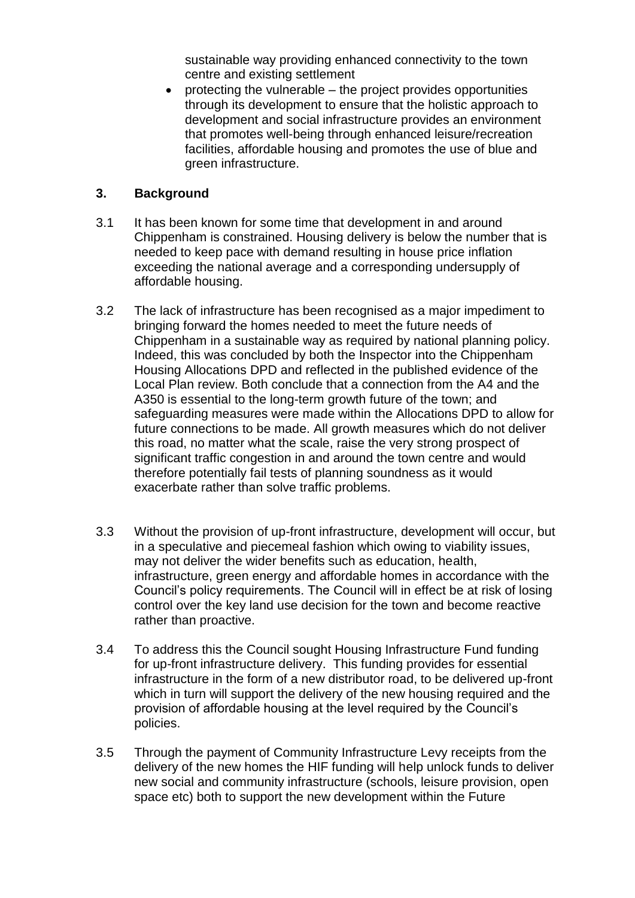sustainable way providing enhanced connectivity to the town centre and existing settlement

- protecting the vulnerable – the project provides opportunities through its development to ensure that the holistic approach to development and social infrastructure provides an environment that promotes well-being through enhanced leisure/recreation facilities, affordable housing and promotes the use of blue and green infrastructure.

## 3. Background

3.1 It has been known for some time that development in and around Chippenham is constrained. Housing delivery is below the number that is needed to keep pace with demand resulting in house price inflation exceeding the national average and a corresponding undersupply of affordable housing.

3.2 The lack of infrastructure has been recognised as a major impediment to bringing forward the homes needed to meet the future needs of Chippenham in a sustainable way as required by national planning policy. Indeed, this was concluded by both the Inspector into the Chippenham Housing Allocations DPD and reflected in the published evidence of the Local Plan review. Both conclude that a connection from the A4 and the A350 is essential to the long-term growth future of the town; and safeguarding measures were made within the Allocations DPD to allow for future connections to be made. All growth measures which do not deliver this road, no matter what the scale, raise the very strong prospect of significant traffic congestion in and around the town centre and would therefore potentially fail tests of planning soundness as it would exacerbate rather than solve traffic problems.

3.3 Without the provision of up-front infrastructure, development will occur, but in a speculative and piecemeal fashion which owing to viability issues, may not deliver the wider benefits such as education, health, infrastructure, green energy and affordable homes in accordance with the Council's policy requirements. The Council will in effect be at risk of losing control over the key land use decision for the town and become reactive rather than proactive.

3.4 To address this the Council sought Housing Infrastructure Fund funding for up-front infrastructure delivery. This funding provides for essential infrastructure in the form of a new distributor road, to be delivered up-front which in turn will support the delivery of the new housing required and the provision of affordable housing at the level required by the Council's policies.

3.5 Through the payment of Community Infrastructure Levy receipts from the delivery of the new homes the HIF funding will help unlock funds to deliver new social and community infrastructure (schools, leisure provision, open space etc) both to support the new development within the Future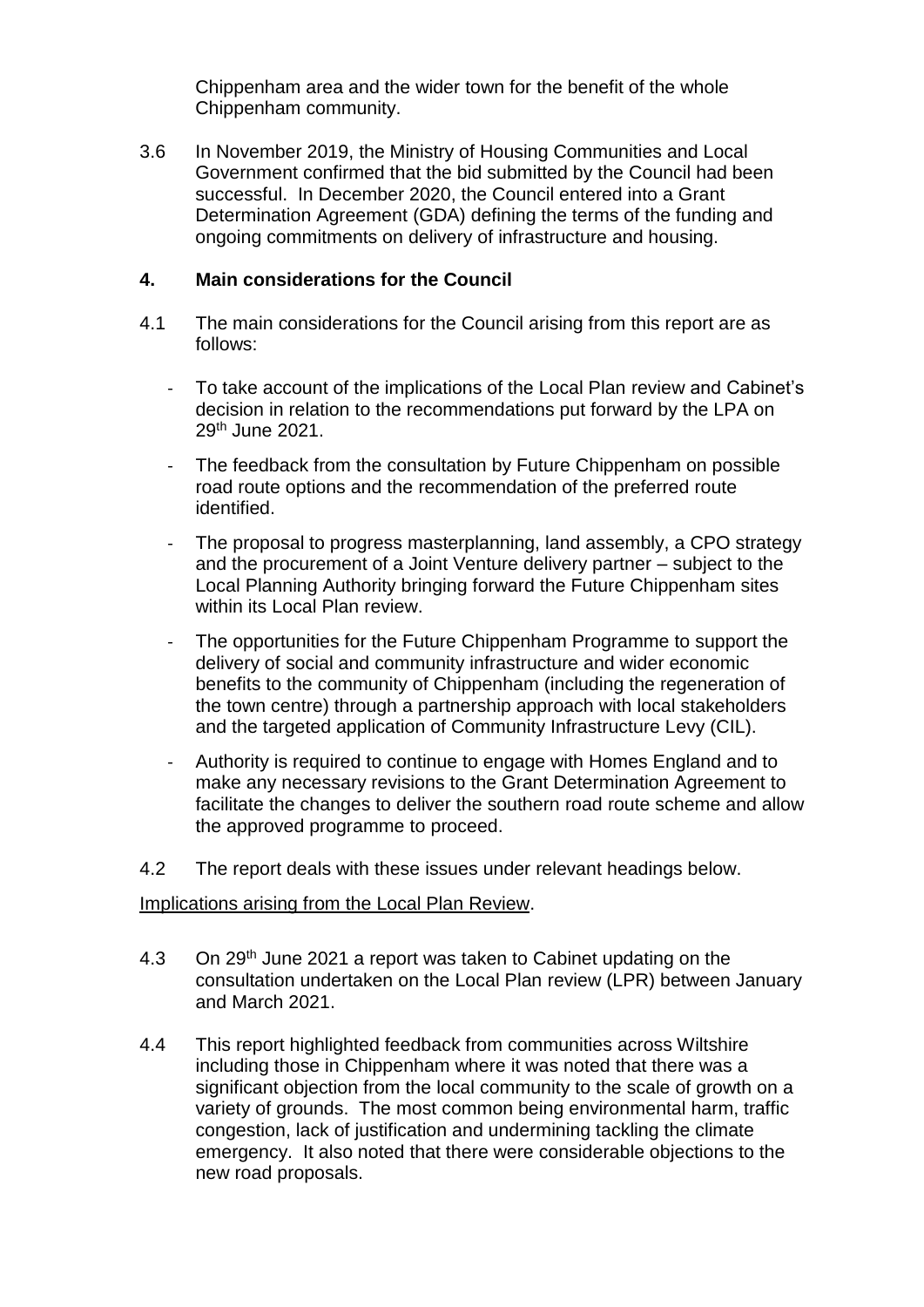Chippenham area and the wider town for the benefit of the whole Chippenham community.

3.6 In November 2019, the Ministry of Housing Communities and Local Government confirmed that the bid submitted by the Council had been successful. In December 2020, the Council entered into a Grant Determination Agreement (GDA) defining the terms of the funding and ongoing commitments on delivery of infrastructure and housing.

## 4. Main considerations for the Council

4.1 The main considerations for the Council arising from this report are as follows:

- To take account of the implications of the Local Plan review and Cabinet's decision in relation to the recommendations put forward by the LPA on 29th June 2021.
- The feedback from the consultation by Future Chippenham on possible road route options and the recommendation of the preferred route identified.
- The proposal to progress masterplanning, land assembly, a CPO strategy and the procurement of a Joint Venture delivery partner – subject to the Local Planning Authority bringing forward the Future Chippenham sites within its Local Plan review.
- The opportunities for the Future Chippenham Programme to support the delivery of social and community infrastructure and wider economic benefits to the community of Chippenham (including the regeneration of the town centre) through a partnership approach with local stakeholders and the targeted application of Community Infrastructure Levy (CIL).
- Authority is required to continue to engage with Homes England and to make any necessary revisions to the Grant Determination Agreement to facilitate the changes to deliver the southern road route scheme and allow the approved programme to proceed.

4.2 The report deals with these issues under relevant headings below.

Implications arising from the Local Plan Review.

4.3 On 29th June 2021 a report was taken to Cabinet updating on the consultation undertaken on the Local Plan review (LPR) between January and March 2021.

4.4 This report highlighted feedback from communities across Wiltshire including those in Chippenham where it was noted that there was a significant objection from the local community to the scale of growth on a variety of grounds. The most common being environmental harm, traffic congestion, lack of justification and undermining tackling the climate emergency. It also noted that there were considerable objections to the new road proposals.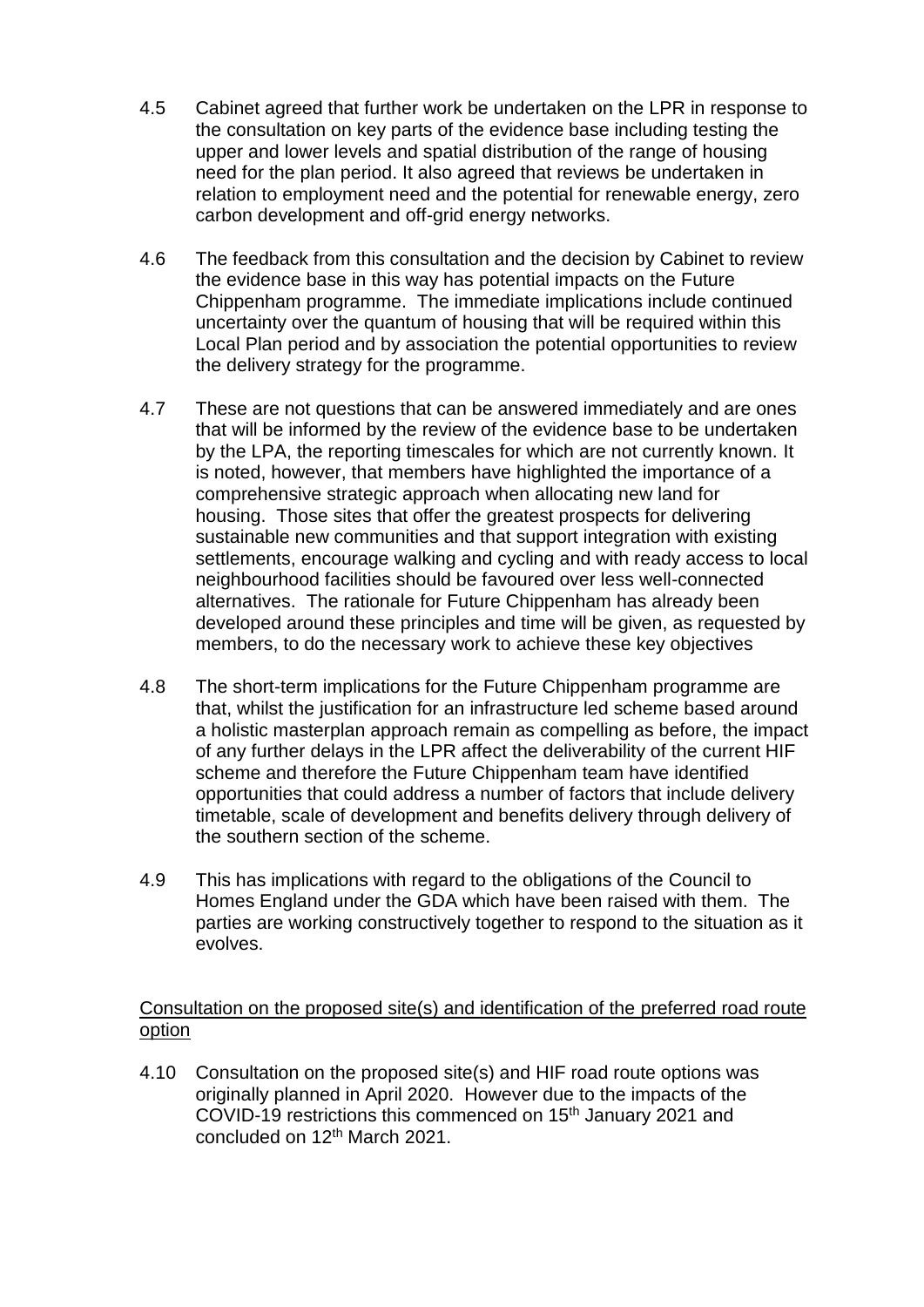4.5 Cabinet agreed that further work be undertaken on the LPR in response to the consultation on key parts of the evidence base including testing the upper and lower levels and spatial distribution of the range of housing need for the plan period. It also agreed that reviews be undertaken in relation to employment need and the potential for renewable energy, zero carbon development and off-grid energy networks.

4.6 The feedback from this consultation and the decision by Cabinet to review the evidence base in this way has potential impacts on the Future Chippenham programme. The immediate implications include continued uncertainty over the quantum of housing that will be required within this Local Plan period and by association the potential opportunities to review the delivery strategy for the programme.

4.7 These are not questions that can be answered immediately and are ones that will be informed by the review of the evidence base to be undertaken by the LPA, the reporting timescales for which are not currently known. It is noted, however, that members have highlighted the importance of a comprehensive strategic approach when allocating new land for housing. Those sites that offer the greatest prospects for delivering sustainable new communities and that support integration with existing settlements, encourage walking and cycling and with ready access to local neighbourhood facilities should be favoured over less well-connected alternatives. The rationale for Future Chippenham has already been developed around these principles and time will be given, as requested by members, to do the necessary work to achieve these key objectives

4.8 The short-term implications for the Future Chippenham programme are that, whilst the justification for an infrastructure led scheme based around a holistic masterplan approach remain as compelling as before, the impact of any further delays in the LPR affect the deliverability of the current HIF scheme and therefore the Future Chippenham team have identified opportunities that could address a number of factors that include delivery timetable, scale of development and benefits delivery through delivery of the southern section of the scheme.

4.9 This has implications with regard to the obligations of the Council to Homes England under the GDA which have been raised with them. The parties are working constructively together to respond to the situation as it evolves.

<u>Consultation on the proposed site(s) and identification of the preferred road route option</u>

4.10 Consultation on the proposed site(s) and HIF road route options was originally planned in April 2020. However due to the impacts of the COVID-19 restrictions this commenced on 15th January 2021 and concluded on 12th March 2021.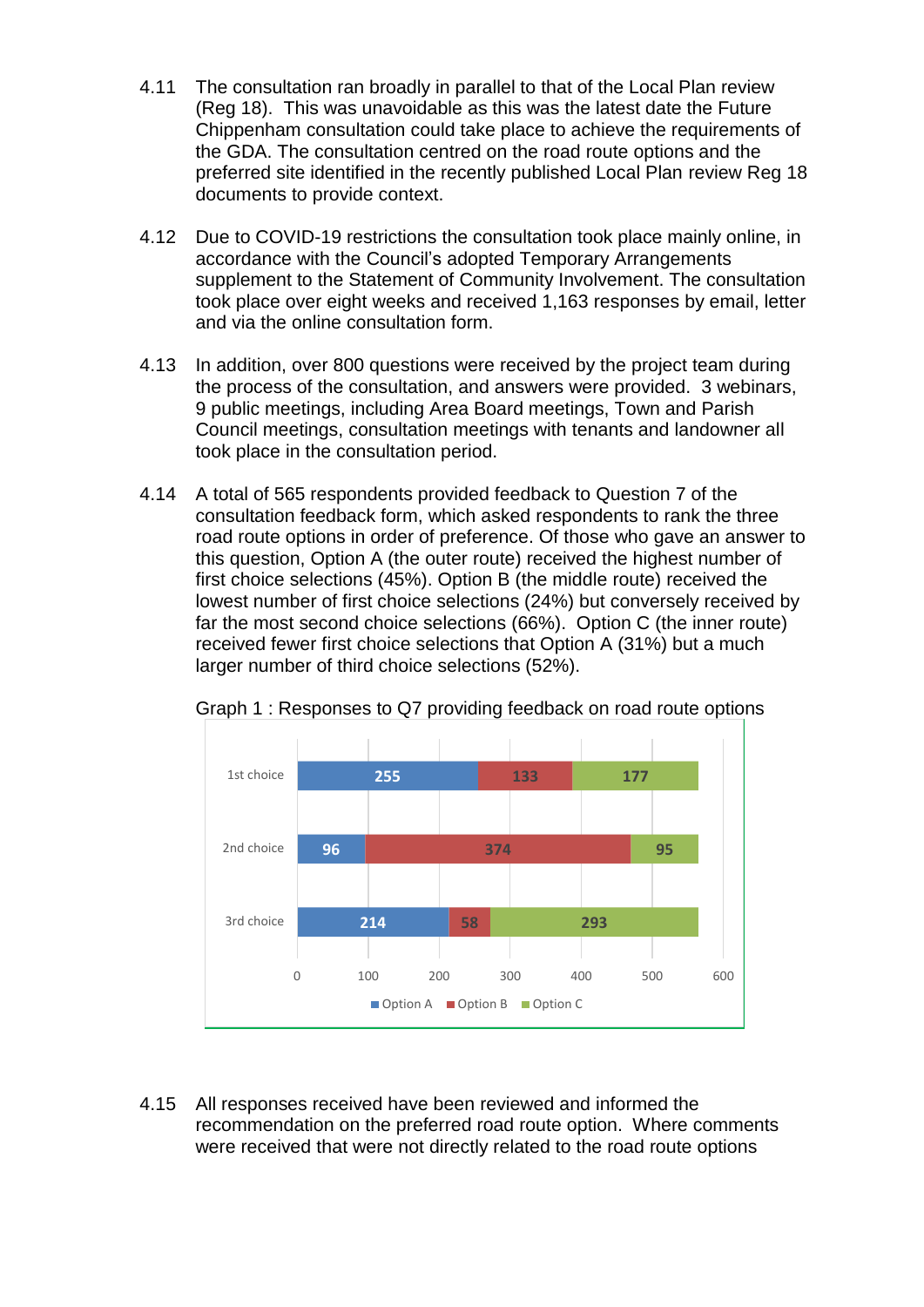4.11 The consultation ran broadly in parallel to that of the Local Plan review (Reg 18). This was unavoidable as this was the latest date the Future Chippenham consultation could take place to achieve the requirements of the GDA. The consultation centred on the road route options and the preferred site identified in the recently published Local Plan review Reg 18 documents to provide context.

4.12 Due to COVID-19 restrictions the consultation took place mainly online, in accordance with the Council's adopted Temporary Arrangements supplement to the Statement of Community Involvement. The consultation took place over eight weeks and received 1,163 responses by email, letter and via the online consultation form.

4.13 In addition, over 800 questions were received by the project team during the process of the consultation, and answers were provided. 3 webinars, 9 public meetings, including Area Board meetings, Town and Parish Council meetings, consultation meetings with tenants and landowner all took place in the consultation period.

4.14 A total of 565 respondents provided feedback to Question 7 of the consultation feedback form, which asked respondents to rank the three road route options in order of preference. Of those who gave an answer to this question, Option A (the outer route) received the highest number of first choice selections (45%). Option B (the middle route) received the lowest number of first choice selections (24%) but conversely received by far the most second choice selections (66%). Option C (the inner route) received fewer first choice selections that Option A (31%) but a much larger number of third choice selections (52%).

Graph 1 : Responses to Q7 providing feedback on road route options

| | Option A | Option B | Option C |
|---|---|---|---|
| 1st choice | 255 | 133 | 177 |
| 2nd choice | 96 | 374 | 95 |
| 3rd choice | 214 | 58 | 293 |

4.15 All responses received have been reviewed and informed the recommendation on the preferred road route option. Where comments were received that were not directly related to the road route options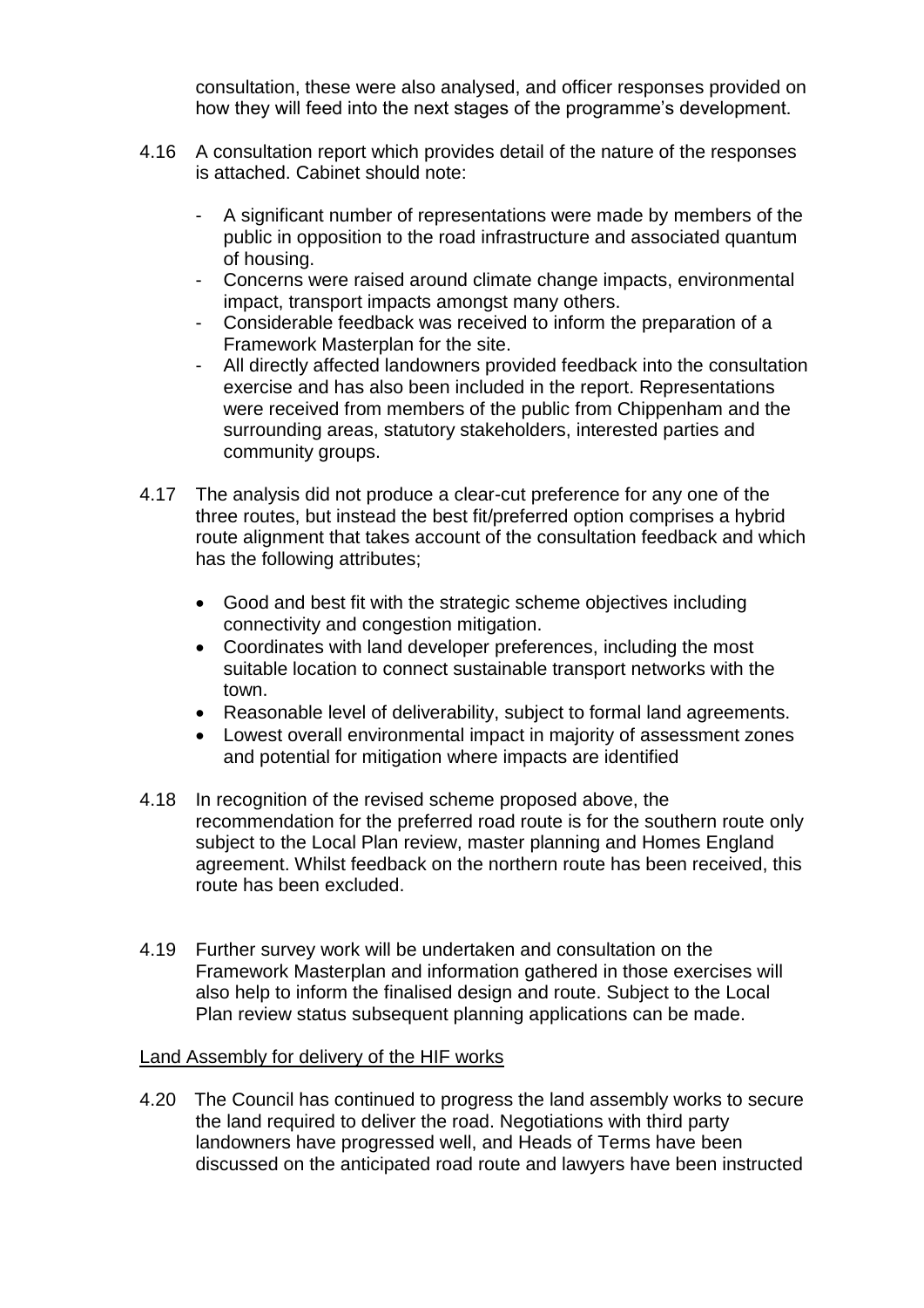consultation, these were also analysed, and officer responses provided on how they will feed into the next stages of the programme's development.

4.16 A consultation report which provides detail of the nature of the responses is attached. Cabinet should note:

- A significant number of representations were made by members of the public in opposition to the road infrastructure and associated quantum of housing.
- Concerns were raised around climate change impacts, environmental impact, transport impacts amongst many others.
- Considerable feedback was received to inform the preparation of a Framework Masterplan for the site.
- All directly affected landowners provided feedback into the consultation exercise and has also been included in the report. Representations were received from members of the public from Chippenham and the surrounding areas, statutory stakeholders, interested parties and community groups.

4.17 The analysis did not produce a clear-cut preference for any one of the three routes, but instead the best fit/preferred option comprises a hybrid route alignment that takes account of the consultation feedback and which has the following attributes;

- Good and best fit with the strategic scheme objectives including connectivity and congestion mitigation.
- Coordinates with land developer preferences, including the most suitable location to connect sustainable transport networks with the town.
- Reasonable level of deliverability, subject to formal land agreements.
- Lowest overall environmental impact in majority of assessment zones and potential for mitigation where impacts are identified

4.18 In recognition of the revised scheme proposed above, the recommendation for the preferred road route is for the southern route only subject to the Local Plan review, master planning and Homes England agreement. Whilst feedback on the northern route has been received, this route has been excluded.

4.19 Further survey work will be undertaken and consultation on the Framework Masterplan and information gathered in those exercises will also help to inform the finalised design and route. Subject to the Local Plan review status subsequent planning applications can be made.

<u>Land Assembly for delivery of the HIF works</u>

4.20 The Council has continued to progress the land assembly works to secure the land required to deliver the road. Negotiations with third party landowners have progressed well, and Heads of Terms have been discussed on the anticipated road route and lawyers have been instructed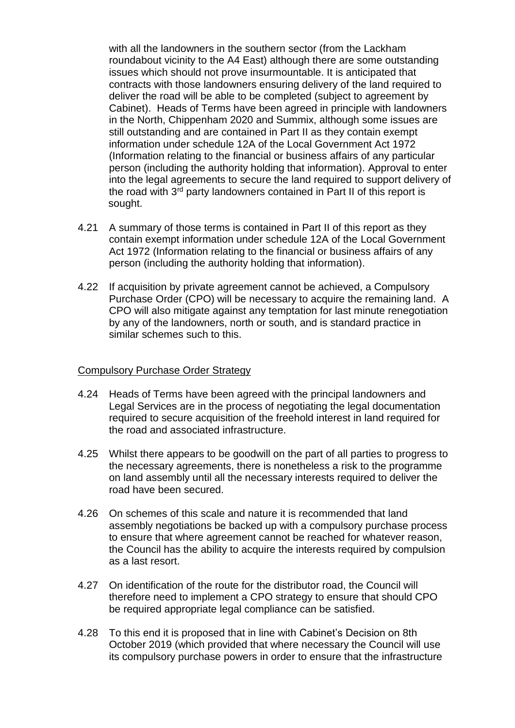with all the landowners in the southern sector (from the Lackham roundabout vicinity to the A4 East) although there are some outstanding issues which should not prove insurmountable. It is anticipated that contracts with those landowners ensuring delivery of the land required to deliver the road will be able to be completed (subject to agreement by Cabinet). Heads of Terms have been agreed in principle with landowners in the North, Chippenham 2020 and Summix, although some issues are still outstanding and are contained in Part II as they contain exempt information under schedule 12A of the Local Government Act 1972 (Information relating to the financial or business affairs of any particular person (including the authority holding that information). Approval to enter into the legal agreements to secure the land required to support delivery of the road with 3rd party landowners contained in Part II of this report is sought.

4.21 A summary of those terms is contained in Part II of this report as they contain exempt information under schedule 12A of the Local Government Act 1972 (Information relating to the financial or business affairs of any person (including the authority holding that information).

4.22 If acquisition by private agreement cannot be achieved, a Compulsory Purchase Order (CPO) will be necessary to acquire the remaining land. A CPO will also mitigate against any temptation for last minute renegotiation by any of the landowners, north or south, and is standard practice in similar schemes such to this.

<u>Compulsory Purchase Order Strategy</u>

4.24 Heads of Terms have been agreed with the principal landowners and Legal Services are in the process of negotiating the legal documentation required to secure acquisition of the freehold interest in land required for the road and associated infrastructure.

4.25 Whilst there appears to be goodwill on the part of all parties to progress to the necessary agreements, there is nonetheless a risk to the programme on land assembly until all the necessary interests required to deliver the road have been secured.

4.26 On schemes of this scale and nature it is recommended that land assembly negotiations be backed up with a compulsory purchase process to ensure that where agreement cannot be reached for whatever reason, the Council has the ability to acquire the interests required by compulsion as a last resort.

4.27 On identification of the route for the distributor road, the Council will therefore need to implement a CPO strategy to ensure that should CPO be required appropriate legal compliance can be satisfied.

4.28 To this end it is proposed that in line with Cabinet's Decision on 8th October 2019 (which provided that where necessary the Council will use its compulsory purchase powers in order to ensure that the infrastructure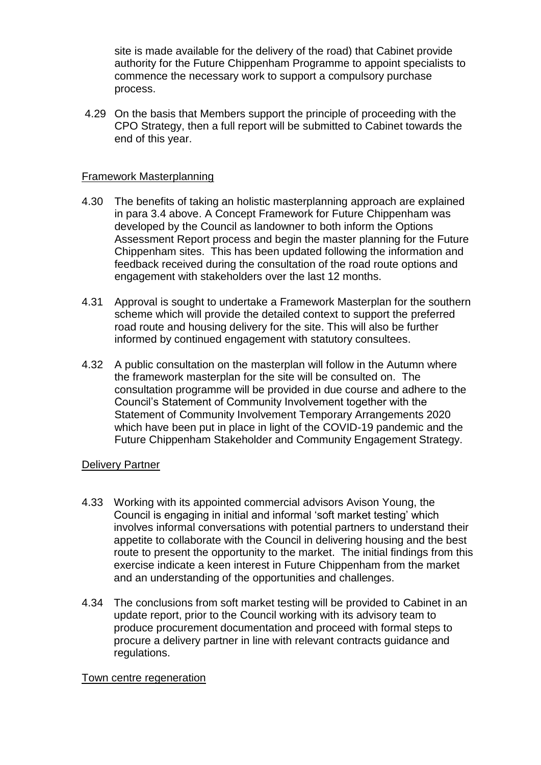site is made available for the delivery of the road) that Cabinet provide authority for the Future Chippenham Programme to appoint specialists to commence the necessary work to support a compulsory purchase process.

4.29 On the basis that Members support the principle of proceeding with the CPO Strategy, then a full report will be submitted to Cabinet towards the end of this year.

## Framework Masterplanning

4.30 The benefits of taking an holistic masterplanning approach are explained in para 3.4 above. A Concept Framework for Future Chippenham was developed by the Council as landowner to both inform the Options Assessment Report process and begin the master planning for the Future Chippenham sites. This has been updated following the information and feedback received during the consultation of the road route options and engagement with stakeholders over the last 12 months.

4.31 Approval is sought to undertake a Framework Masterplan for the southern scheme which will provide the detailed context to support the preferred road route and housing delivery for the site. This will also be further informed by continued engagement with statutory consultees.

4.32 A public consultation on the masterplan will follow in the Autumn where the framework masterplan for the site will be consulted on. The consultation programme will be provided in due course and adhere to the Council's Statement of Community Involvement together with the Statement of Community Involvement Temporary Arrangements 2020 which have been put in place in light of the COVID-19 pandemic and the Future Chippenham Stakeholder and Community Engagement Strategy.

## Delivery Partner

4.33 Working with its appointed commercial advisors Avison Young, the Council is engaging in initial and informal 'soft market testing' which involves informal conversations with potential partners to understand their appetite to collaborate with the Council in delivering housing and the best route to present the opportunity to the market. The initial findings from this exercise indicate a keen interest in Future Chippenham from the market and an understanding of the opportunities and challenges.

4.34 The conclusions from soft market testing will be provided to Cabinet in an update report, prior to the Council working with its advisory team to produce procurement documentation and proceed with formal steps to procure a delivery partner in line with relevant contracts guidance and regulations.

## Town centre regeneration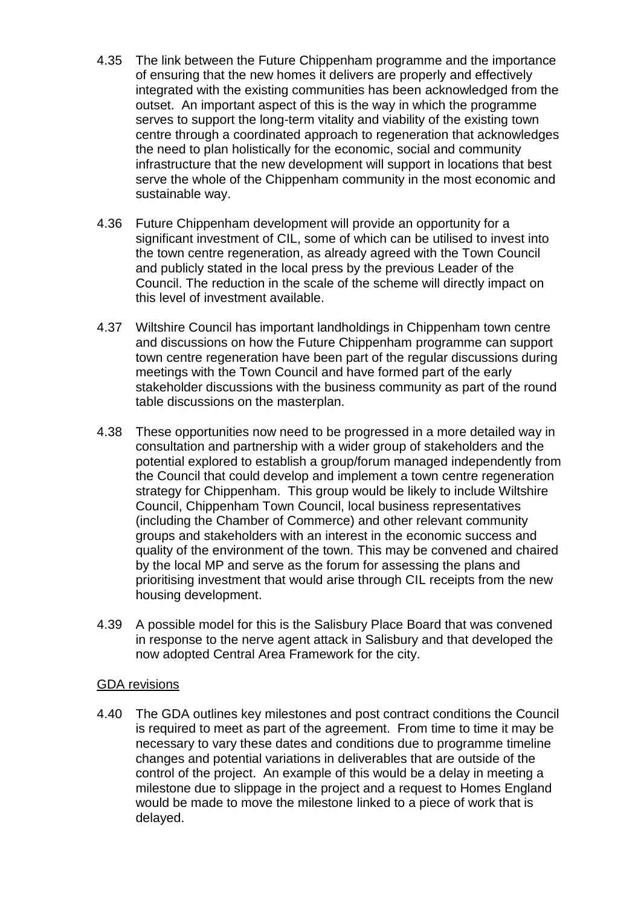4.35 The link between the Future Chippenham programme and the importance of ensuring that the new homes it delivers are properly and effectively integrated with the existing communities has been acknowledged from the outset. An important aspect of this is the way in which the programme serves to support the long-term vitality and viability of the existing town centre through a coordinated approach to regeneration that acknowledges the need to plan holistically for the economic, social and community infrastructure that the new development will support in locations that best serve the whole of the Chippenham community in the most economic and sustainable way.

4.36 Future Chippenham development will provide an opportunity for a significant investment of CIL, some of which can be utilised to invest into the town centre regeneration, as already agreed with the Town Council and publicly stated in the local press by the previous Leader of the Council. The reduction in the scale of the scheme will directly impact on this level of investment available.

4.37 Wiltshire Council has important landholdings in Chippenham town centre and discussions on how the Future Chippenham programme can support town centre regeneration have been part of the regular discussions during meetings with the Town Council and have formed part of the early stakeholder discussions with the business community as part of the round table discussions on the masterplan.

4.38 These opportunities now need to be progressed in a more detailed way in consultation and partnership with a wider group of stakeholders and the potential explored to establish a group/forum managed independently from the Council that could develop and implement a town centre regeneration strategy for Chippenham. This group would be likely to include Wiltshire Council, Chippenham Town Council, local business representatives (including the Chamber of Commerce) and other relevant community groups and stakeholders with an interest in the economic success and quality of the environment of the town. This may be convened and chaired by the local MP and serve as the forum for assessing the plans and prioritising investment that would arise through CIL receipts from the new housing development.

4.39 A possible model for this is the Salisbury Place Board that was convened in response to the nerve agent attack in Salisbury and that developed the now adopted Central Area Framework for the city.

### GDA revisions

4.40 The GDA outlines key milestones and post contract conditions the Council is required to meet as part of the agreement. From time to time it may be necessary to vary these dates and conditions due to programme timeline changes and potential variations in deliverables that are outside of the control of the project. An example of this would be a delay in meeting a milestone due to slippage in the project and a request to Homes England would be made to move the milestone linked to a piece of work that is delayed.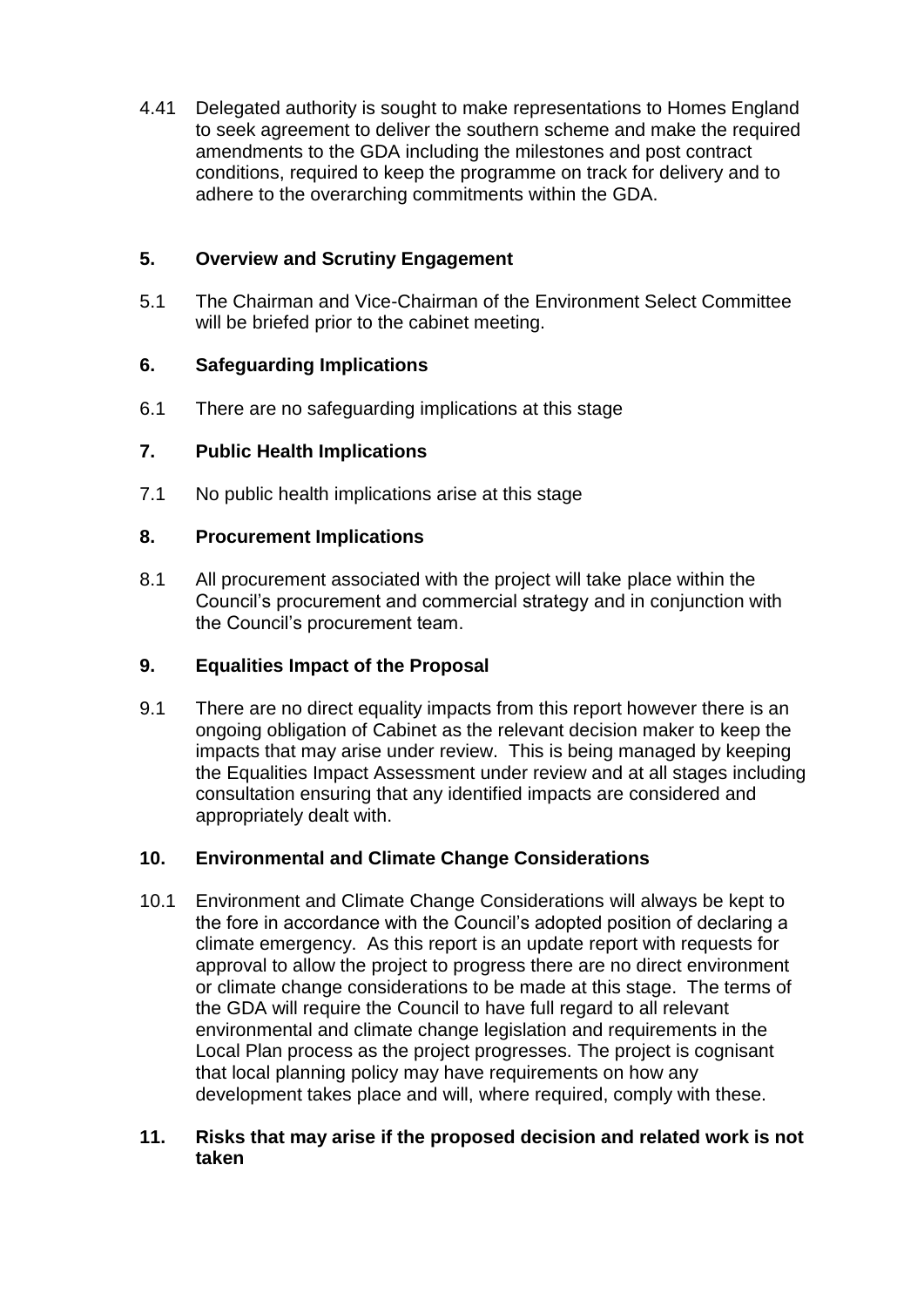4.41 Delegated authority is sought to make representations to Homes England to seek agreement to deliver the southern scheme and make the required amendments to the GDA including the milestones and post contract conditions, required to keep the programme on track for delivery and to adhere to the overarching commitments within the GDA.

## 5. Overview and Scrutiny Engagement

5.1 The Chairman and Vice-Chairman of the Environment Select Committee will be briefed prior to the cabinet meeting.

## 6. Safeguarding Implications

6.1 There are no safeguarding implications at this stage

## 7. Public Health Implications

7.1 No public health implications arise at this stage

## 8. Procurement Implications

8.1 All procurement associated with the project will take place within the Council's procurement and commercial strategy and in conjunction with the Council's procurement team.

## 9. Equalities Impact of the Proposal

9.1 There are no direct equality impacts from this report however there is an ongoing obligation of Cabinet as the relevant decision maker to keep the impacts that may arise under review. This is being managed by keeping the Equalities Impact Assessment under review and at all stages including consultation ensuring that any identified impacts are considered and appropriately dealt with.

## 10. Environmental and Climate Change Considerations

10.1 Environment and Climate Change Considerations will always be kept to the fore in accordance with the Council's adopted position of declaring a climate emergency. As this report is an update report with requests for approval to allow the project to progress there are no direct environment or climate change considerations to be made at this stage. The terms of the GDA will require the Council to have full regard to all relevant environmental and climate change legislation and requirements in the Local Plan process as the project progresses. The project is cognisant that local planning policy may have requirements on how any development takes place and will, where required, comply with these.

## 11. Risks that may arise if the proposed decision and related work is not taken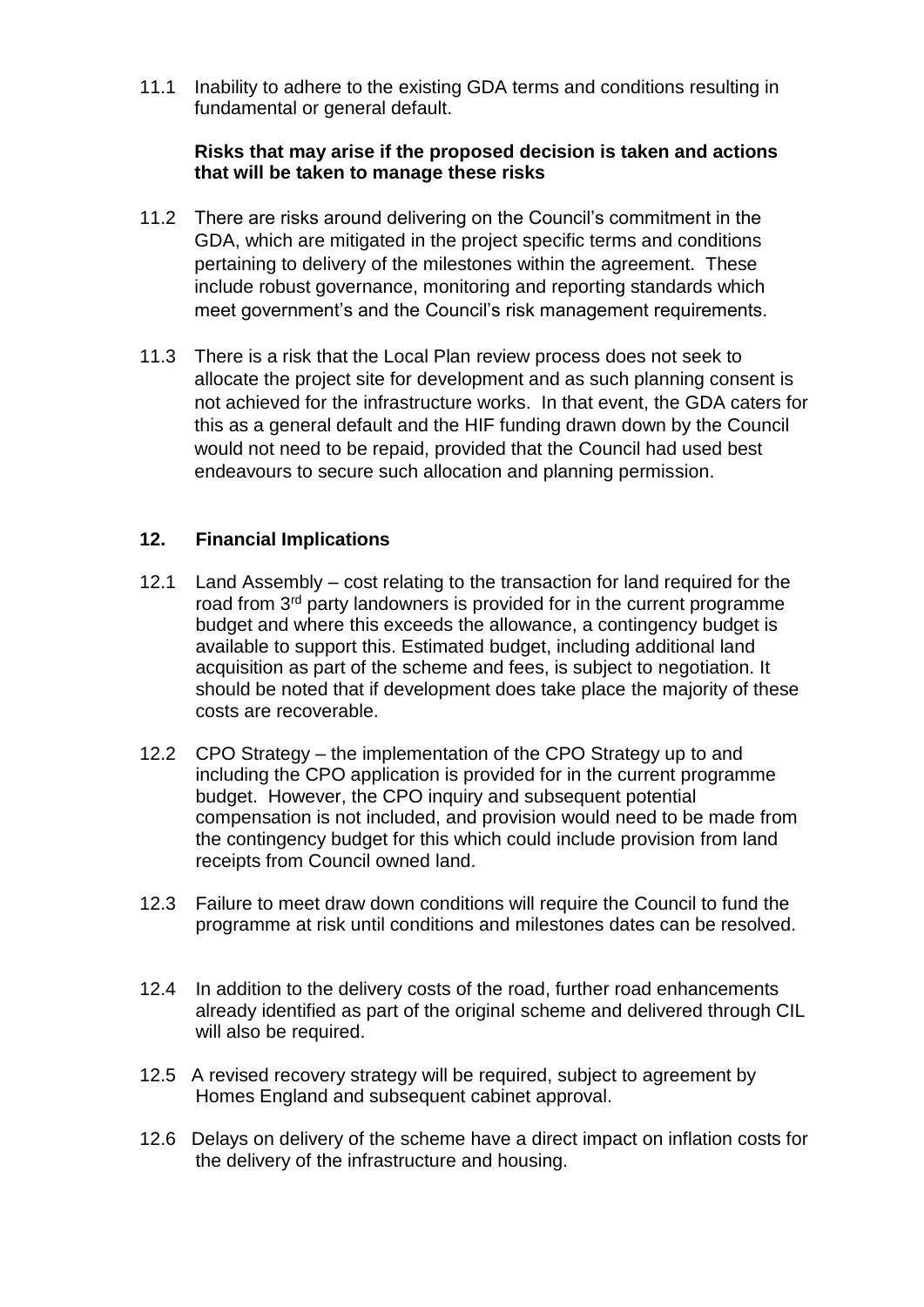11.1 Inability to adhere to the existing GDA terms and conditions resulting in fundamental or general default.

**Risks that may arise if the proposed decision is taken and actions that will be taken to manage these risks**

11.2 There are risks around delivering on the Council's commitment in the GDA, which are mitigated in the project specific terms and conditions pertaining to delivery of the milestones within the agreement. These include robust governance, monitoring and reporting standards which meet government's and the Council's risk management requirements.

11.3 There is a risk that the Local Plan review process does not seek to allocate the project site for development and as such planning consent is not achieved for the infrastructure works. In that event, the GDA caters for this as a general default and the HIF funding drawn down by the Council would not need to be repaid, provided that the Council had used best endeavours to secure such allocation and planning permission.

## 12. Financial Implications

12.1 Land Assembly – cost relating to the transaction for land required for the road from 3rd party landowners is provided for in the current programme budget and where this exceeds the allowance, a contingency budget is available to support this. Estimated budget, including additional land acquisition as part of the scheme and fees, is subject to negotiation. It should be noted that if development does take place the majority of these costs are recoverable.

12.2 CPO Strategy – the implementation of the CPO Strategy up to and including the CPO application is provided for in the current programme budget. However, the CPO inquiry and subsequent potential compensation is not included, and provision would need to be made from the contingency budget for this which could include provision from land receipts from Council owned land.

12.3 Failure to meet draw down conditions will require the Council to fund the programme at risk until conditions and milestones dates can be resolved.

12.4 In addition to the delivery costs of the road, further road enhancements already identified as part of the original scheme and delivered through CIL will also be required.

12.5 A revised recovery strategy will be required, subject to agreement by Homes England and subsequent cabinet approval.

12.6 Delays on delivery of the scheme have a direct impact on inflation costs for the delivery of the infrastructure and housing.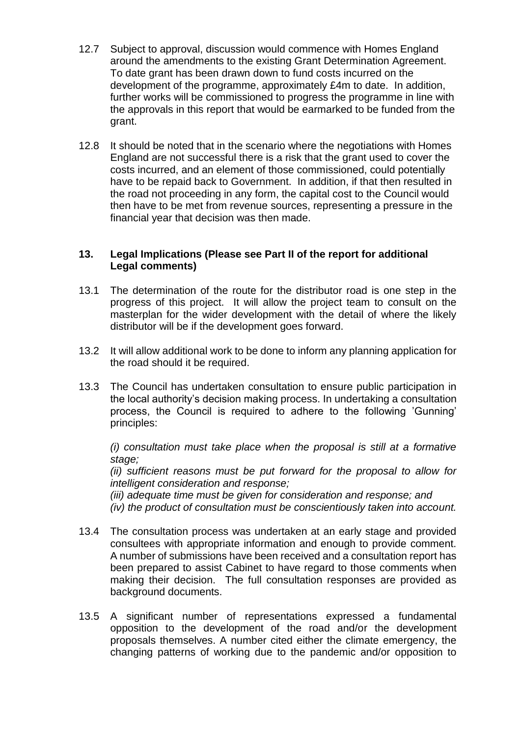12.7 Subject to approval, discussion would commence with Homes England around the amendments to the existing Grant Determination Agreement. To date grant has been drawn down to fund costs incurred on the development of the programme, approximately £4m to date. In addition, further works will be commissioned to progress the programme in line with the approvals in this report that would be earmarked to be funded from the grant.

12.8 It should be noted that in the scenario where the negotiations with Homes England are not successful there is a risk that the grant used to cover the costs incurred, and an element of those commissioned, could potentially have to be repaid back to Government. In addition, if that then resulted in the road not proceeding in any form, the capital cost to the Council would then have to be met from revenue sources, representing a pressure in the financial year that decision was then made.

## 13. Legal Implications (Please see Part II of the report for additional Legal comments)

13.1 The determination of the route for the distributor road is one step in the progress of this project. It will allow the project team to consult on the masterplan for the wider development with the detail of where the likely distributor will be if the development goes forward.

13.2 It will allow additional work to be done to inform any planning application for the road should it be required.

13.3 The Council has undertaken consultation to ensure public participation in the local authority's decision making process. In undertaking a consultation process, the Council is required to adhere to the following 'Gunning' principles:

*(i) consultation must take place when the proposal is still at a formative stage;*
*(ii) sufficient reasons must be put forward for the proposal to allow for intelligent consideration and response;*
*(iii) adequate time must be given for consideration and response; and*
*(iv) the product of consultation must be conscientiously taken into account.*

13.4 The consultation process was undertaken at an early stage and provided consultees with appropriate information and enough to provide comment. A number of submissions have been received and a consultation report has been prepared to assist Cabinet to have regard to those comments when making their decision. The full consultation responses are provided as background documents.

13.5 A significant number of representations expressed a fundamental opposition to the development of the road and/or the development proposals themselves. A number cited either the climate emergency, the changing patterns of working due to the pandemic and/or opposition to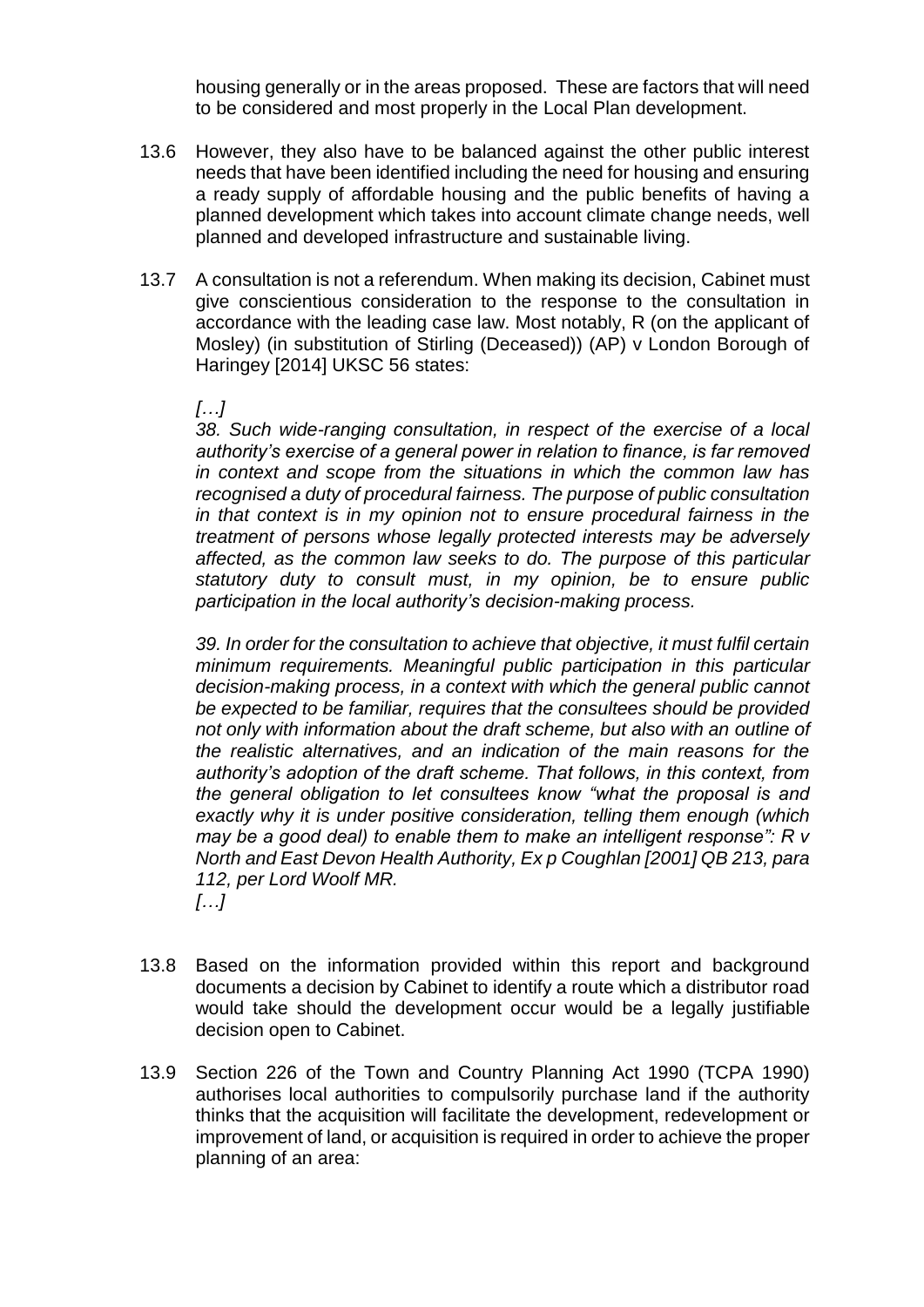housing generally or in the areas proposed. These are factors that will need to be considered and most properly in the Local Plan development.

13.6 However, they also have to be balanced against the other public interest needs that have been identified including the need for housing and ensuring a ready supply of affordable housing and the public benefits of having a planned development which takes into account climate change needs, well planned and developed infrastructure and sustainable living.

13.7 A consultation is not a referendum. When making its decision, Cabinet must give conscientious consideration to the response to the consultation in accordance with the leading case law. Most notably, R (on the applicant of Mosley) (in substitution of Stirling (Deceased)) (AP) v London Borough of Haringey [2014] UKSC 56 states:

> *[…]*
>
> *38. Such wide-ranging consultation, in respect of the exercise of a local authority's exercise of a general power in relation to finance, is far removed in context and scope from the situations in which the common law has recognised a duty of procedural fairness. The purpose of public consultation in that context is in my opinion not to ensure procedural fairness in the treatment of persons whose legally protected interests may be adversely affected, as the common law seeks to do. The purpose of this particular statutory duty to consult must, in my opinion, be to ensure public participation in the local authority's decision-making process.*
>
> *39. In order for the consultation to achieve that objective, it must fulfil certain minimum requirements. Meaningful public participation in this particular decision-making process, in a context with which the general public cannot be expected to be familiar, requires that the consultees should be provided not only with information about the draft scheme, but also with an outline of the realistic alternatives, and an indication of the main reasons for the authority's adoption of the draft scheme. That follows, in this context, from the general obligation to let consultees know "what the proposal is and exactly why it is under positive consideration, telling them enough (which may be a good deal) to enable them to make an intelligent response": R v North and East Devon Health Authority, Ex p Coughlan [2001] QB 213, para 112, per Lord Woolf MR.*
>
> *[…]*

13.8 Based on the information provided within this report and background documents a decision by Cabinet to identify a route which a distributor road would take should the development occur would be a legally justifiable decision open to Cabinet.

13.9 Section 226 of the Town and Country Planning Act 1990 (TCPA 1990) authorises local authorities to compulsorily purchase land if the authority thinks that the acquisition will facilitate the development, redevelopment or improvement of land, or acquisition is required in order to achieve the proper planning of an area: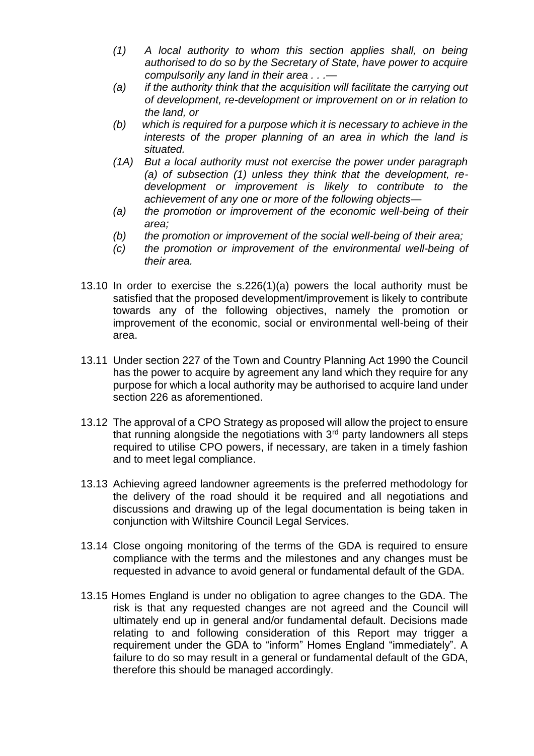*(1) A local authority to whom this section applies shall, on being authorised to do so by the Secretary of State, have power to acquire compulsorily any land in their area . . .—*

*(a) if the authority think that the acquisition will facilitate the carrying out of development, re-development or improvement on or in relation to the land, or*

*(b) which is required for a purpose which it is necessary to achieve in the interests of the proper planning of an area in which the land is situated.*

*(1A) But a local authority must not exercise the power under paragraph (a) of subsection (1) unless they think that the development, re-development or improvement is likely to contribute to the achievement of any one or more of the following objects—*

*(a) the promotion or improvement of the economic well-being of their area;*

*(b) the promotion or improvement of the social well-being of their area;*

*(c) the promotion or improvement of the environmental well-being of their area.*

13.10 In order to exercise the s.226(1)(a) powers the local authority must be satisfied that the proposed development/improvement is likely to contribute towards any of the following objectives, namely the promotion or improvement of the economic, social or environmental well-being of their area.

13.11 Under section 227 of the Town and Country Planning Act 1990 the Council has the power to acquire by agreement any land which they require for any purpose for which a local authority may be authorised to acquire land under section 226 as aforementioned.

13.12 The approval of a CPO Strategy as proposed will allow the project to ensure that running alongside the negotiations with 3rd party landowners all steps required to utilise CPO powers, if necessary, are taken in a timely fashion and to meet legal compliance.

13.13 Achieving agreed landowner agreements is the preferred methodology for the delivery of the road should it be required and all negotiations and discussions and drawing up of the legal documentation is being taken in conjunction with Wiltshire Council Legal Services.

13.14 Close ongoing monitoring of the terms of the GDA is required to ensure compliance with the terms and the milestones and any changes must be requested in advance to avoid general or fundamental default of the GDA.

13.15 Homes England is under no obligation to agree changes to the GDA. The risk is that any requested changes are not agreed and the Council will ultimately end up in general and/or fundamental default. Decisions made relating to and following consideration of this Report may trigger a requirement under the GDA to "inform" Homes England "immediately". A failure to do so may result in a general or fundamental default of the GDA, therefore this should be managed accordingly.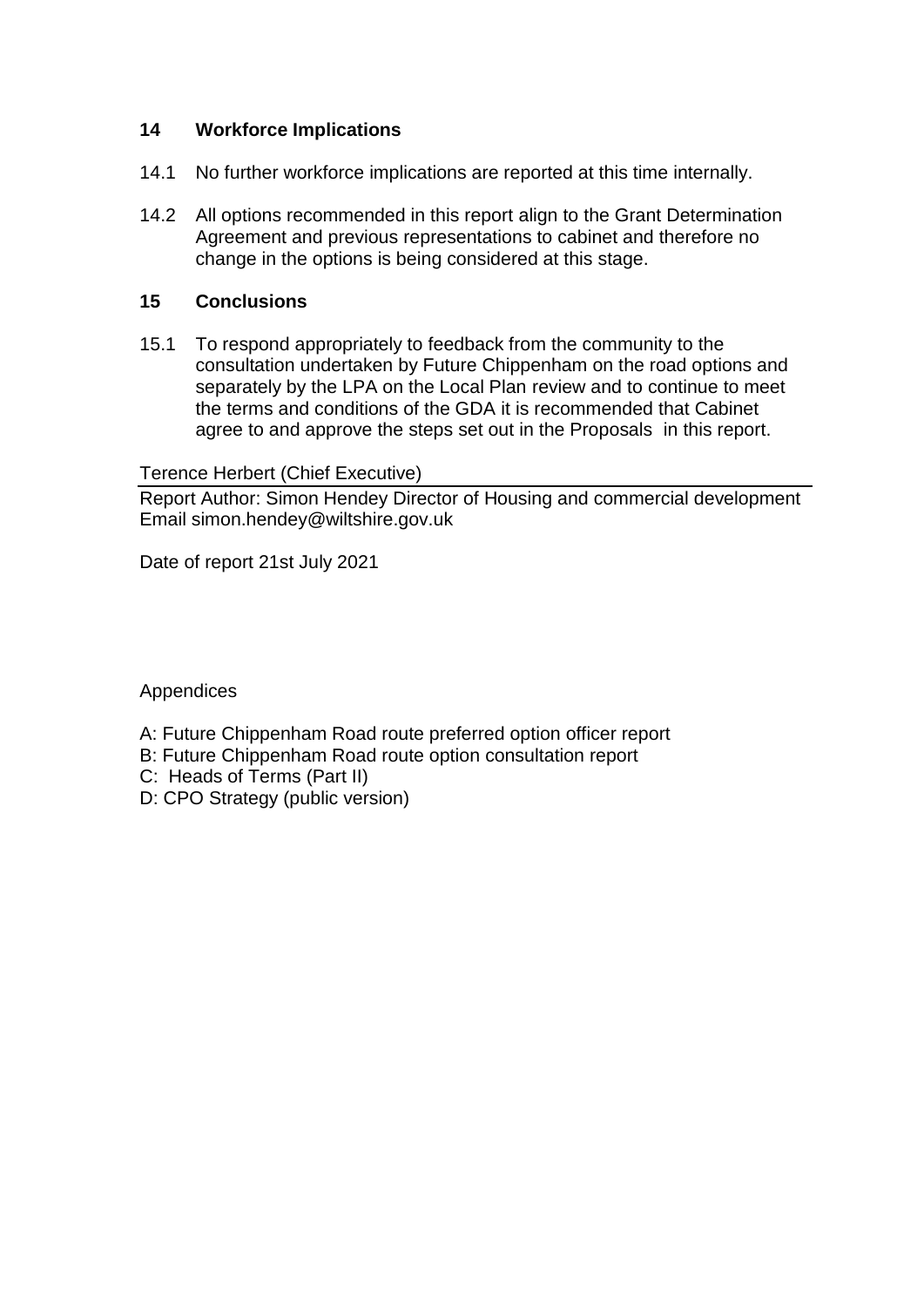## 14 Workforce Implications

14.1 No further workforce implications are reported at this time internally.

14.2 All options recommended in this report align to the Grant Determination Agreement and previous representations to cabinet and therefore no change in the options is being considered at this stage.

## 15 Conclusions

15.1 To respond appropriately to feedback from the community to the consultation undertaken by Future Chippenham on the road options and separately by the LPA on the Local Plan review and to continue to meet the terms and conditions of the GDA it is recommended that Cabinet agree to and approve the steps set out in the Proposals in this report.

Terence Herbert (Chief Executive)

Report Author: Simon Hendey Director of Housing and commercial development
Email simon.hendey@wiltshire.gov.uk

Date of report 21st July 2021

Appendices

A: Future Chippenham Road route preferred option officer report
B: Future Chippenham Road route option consultation report
C: Heads of Terms (Part II)
D: CPO Strategy (public version)